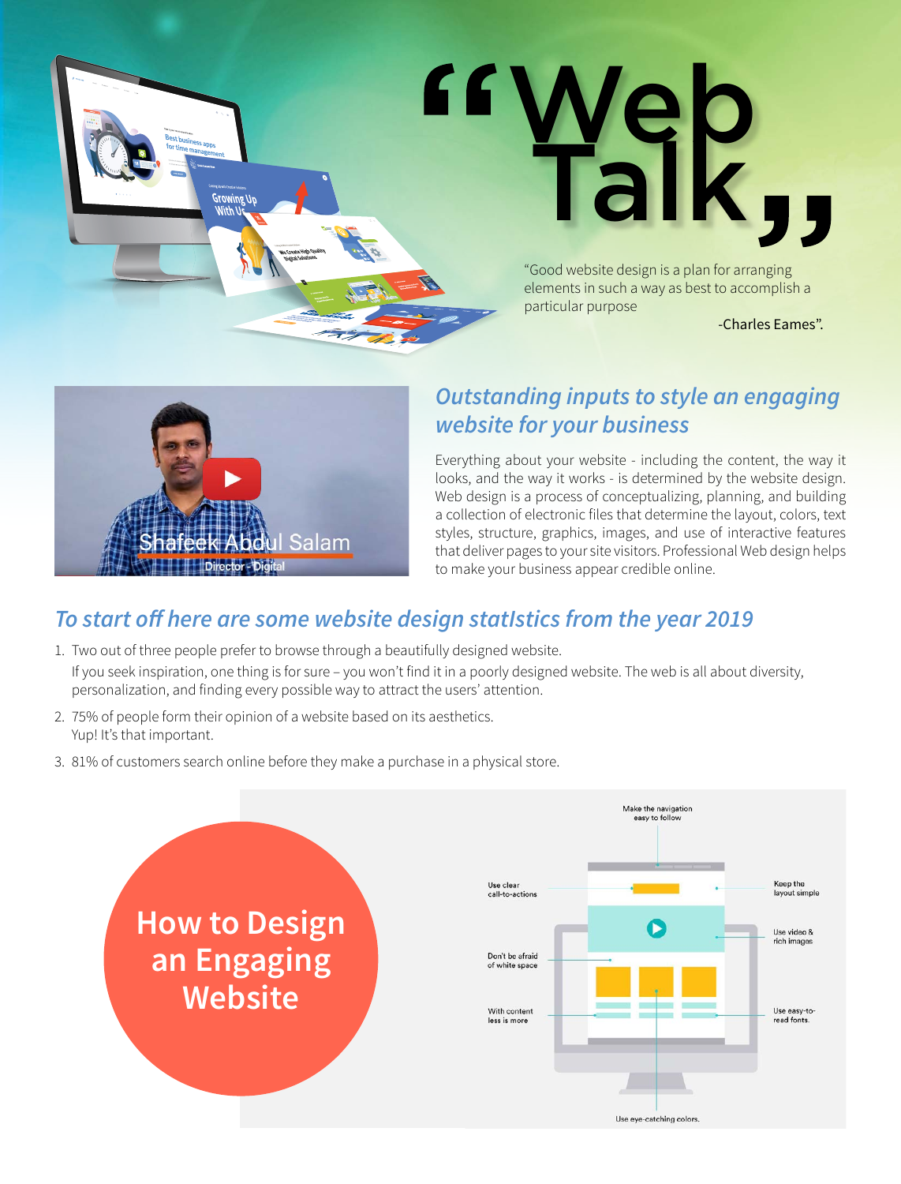# "Web Talk"

"Good website design is a plan for arranging elements in such a way as best to accomplish a particular purpose

-Charles Eames".

Shafeek Abdul Salam
Director - Digital

## *Outstanding inputs to style an engaging website for your business*

Everything about your website - including the content, the way it looks, and the way it works - is determined by the website design. Web design is a process of conceptualizing, planning, and building a collection of electronic files that determine the layout, colors, text styles, structure, graphics, images, and use of interactive features that deliver pages to your site visitors. Professional Web design helps to make your business appear credible online.

## *To start off here are some website design statIstics from the year 2019*

1. Two out of three people prefer to browse through a beautifully designed website.
   If you seek inspiration, one thing is for sure – you won't find it in a poorly designed website. The web is all about diversity, personalization, and finding every possible way to attract the users' attention.
2. 75% of people form their opinion of a website based on its aesthetics.
   Yup! It's that important.
3. 81% of customers search online before they make a purchase in a physical store.

## How to Design an Engaging Website

- Make the navigation easy to follow
- Use clear call-to-actions
- Keep the layout simple
- Use video & rich images
- Don't be afraid of white space
- With content less is more
- Use easy-to-read fonts.
- Use eye-catching colors.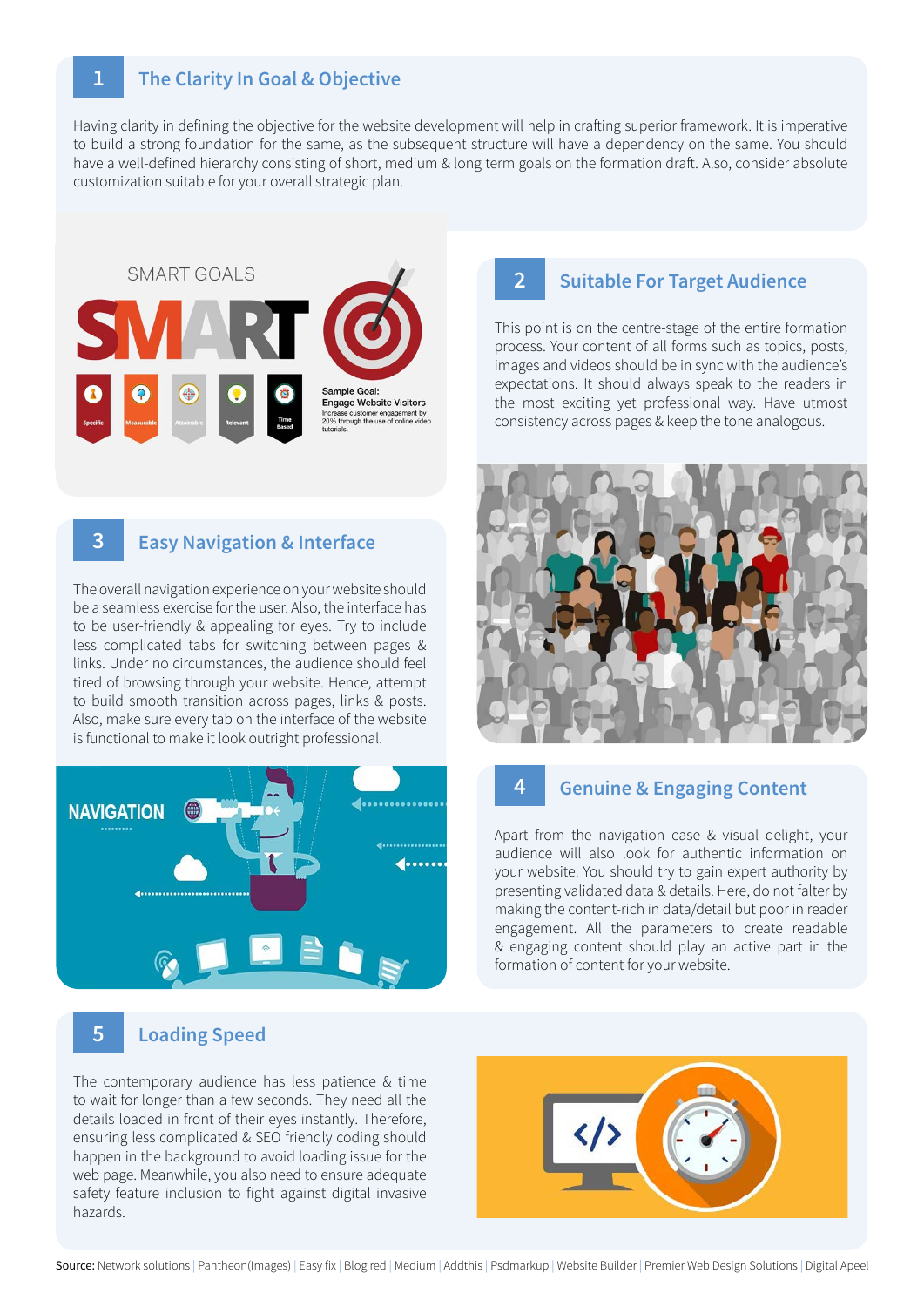## 1 The Clarity In Goal & Objective

Having clarity in defining the objective for the website development will help in crafting superior framework. It is imperative to build a strong foundation for the same, as the subsequent structure will have a dependency on the same. You should have a well-defined hierarchy consisting of short, medium & long term goals on the formation draft. Also, consider absolute customization suitable for your overall strategic plan.

SMART GOALS

SMART

Specific Measurable Attainable Relevant Time Based

Sample Goal:
Engage Website Visitors
Increase customer engagement by 20% through the use of online video tutorials.

## 2 Suitable For Target Audience

This point is on the centre-stage of the entire formation process. Your content of all forms such as topics, posts, images and videos should be in sync with the audience's expectations. It should always speak to the readers in the most exciting yet professional way. Have utmost consistency across pages & keep the tone analogous.

## 3 Easy Navigation & Interface

The overall navigation experience on your website should be a seamless exercise for the user. Also, the interface has to be user-friendly & appealing for eyes. Try to include less complicated tabs for switching between pages & links. Under no circumstances, the audience should feel tired of browsing through your website. Hence, attempt to build smooth transition across pages, links & posts. Also, make sure every tab on the interface of the website is functional to make it look outright professional.

NAVIGATION

## 4 Genuine & Engaging Content

Apart from the navigation ease & visual delight, your audience will also look for authentic information on your website. You should try to gain expert authority by presenting validated data & details. Here, do not falter by making the content-rich in data/detail but poor in reader engagement. All the parameters to create readable & engaging content should play an active part in the formation of content for your website.

## 5 Loading Speed

The contemporary audience has less patience & time to wait for longer than a few seconds. They need all the details loaded in front of their eyes instantly. Therefore, ensuring less complicated & SEO friendly coding should happen in the background to avoid loading issue for the web page. Meanwhile, you also need to ensure adequate safety feature inclusion to fight against digital invasive hazards.

**Source:** Network solutions | Pantheon(Images) | Easy fix | Blog red | Medium | Addthis | Psdmarkup | Website Builder | Premier Web Design Solutions | Digital Apeel